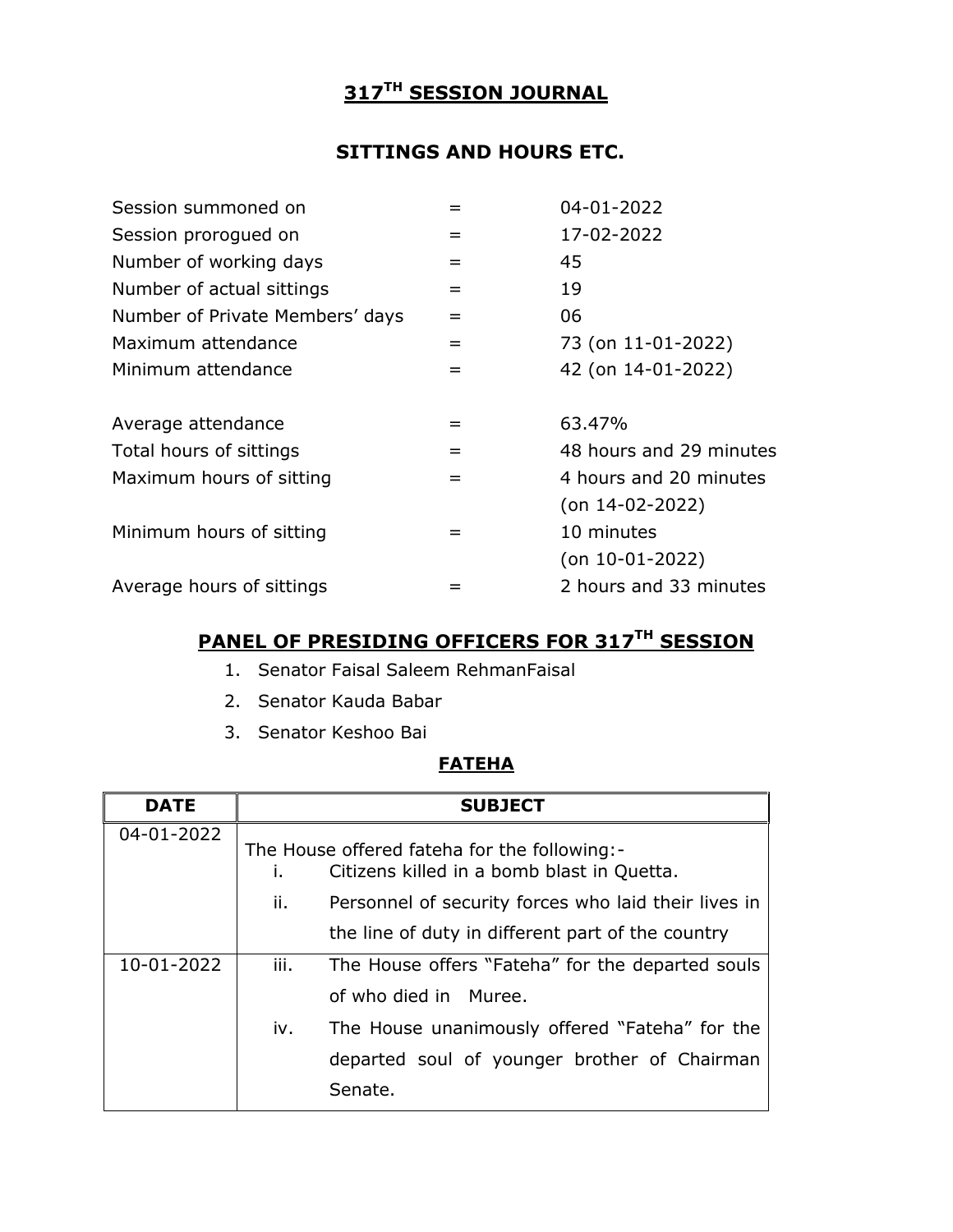# 317TH SESSION JOURNAL

## SITTINGS AND HOURS ETC.

| | | |
|---|---|---|
| Session summoned on | = | 04-01-2022 |
| Session prorogued on | = | 17-02-2022 |
| Number of working days | = | 45 |
| Number of actual sittings | = | 19 |
| Number of Private Members' days | = | 06 |
| Maximum attendance | = | 73 (on 11-01-2022) |
| Minimum attendance | = | 42 (on 14-01-2022) |
| Average attendance | = | 63.47% |
| Total hours of sittings | = | 48 hours and 29 minutes |
| Maximum hours of sitting | = | 4 hours and 20 minutes (on 14-02-2022) |
| Minimum hours of sitting | = | 10 minutes (on 10-01-2022) |
| Average hours of sittings | = | 2 hours and 33 minutes |

## PANEL OF PRESIDING OFFICERS FOR 317TH SESSION

1. Senator Faisal Saleem RehmanFaisal
2. Senator Kauda Babar
3. Senator Keshoo Bai

## FATEHA

| DATE | SUBJECT |
|---|---|
| 04-01-2022 | The House offered fateha for the following:-<br>i. Citizens killed in a bomb blast in Quetta.<br>ii. Personnel of security forces who laid their lives in the line of duty in different part of the country |
| 10-01-2022 | iii. The House offers "Fateha" for the departed souls of who died in Muree.<br>iv. The House unanimously offered "Fateha" for the departed soul of younger brother of Chairman Senate. |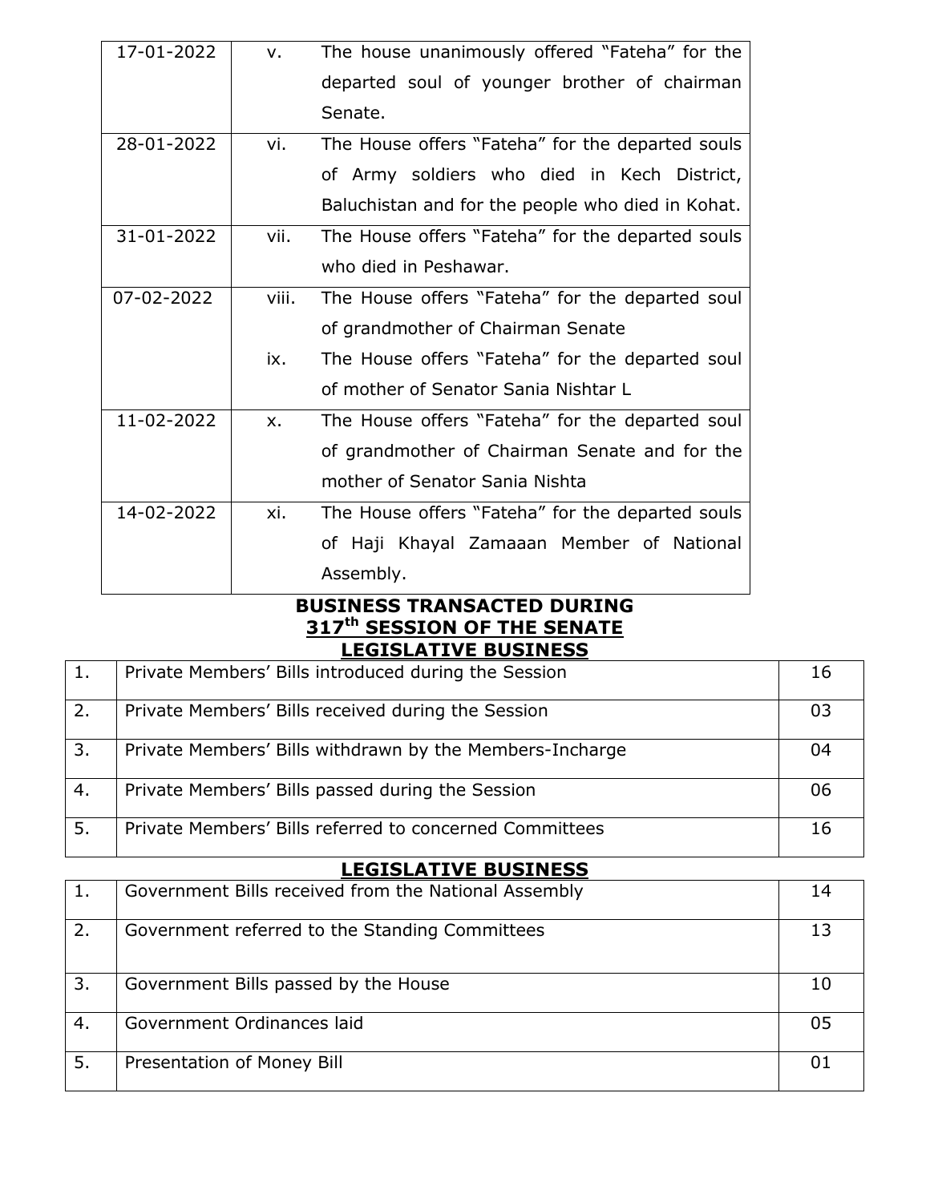| 17-01-2022 | v. | The house unanimously offered "Fateha" for the departed soul of younger brother of chairman Senate. |
|---|---|---|
| 28-01-2022 | vi. | The House offers "Fateha" for the departed souls of Army soldiers who died in Kech District, Baluchistan and for the people who died in Kohat. |
| 31-01-2022 | vii. | The House offers "Fateha" for the departed souls who died in Peshawar. |
| 07-02-2022 | viii. | The House offers "Fateha" for the departed soul of grandmother of Chairman Senate |
| | ix. | The House offers "Fateha" for the departed soul of mother of Senator Sania Nishtar L |
| 11-02-2022 | x. | The House offers "Fateha" for the departed soul of grandmother of Chairman Senate and for the mother of Senator Sania Nishta |
| 14-02-2022 | xi. | The House offers "Fateha" for the departed souls of Haji Khayal Zamaaan Member of National Assembly. |

## BUSINESS TRANSACTED DURING 317th SESSION OF THE SENATE

### LEGISLATIVE BUSINESS

| | | |
|---|---|---|
| 1. | Private Members' Bills introduced during the Session | 16 |
| 2. | Private Members' Bills received during the Session | 03 |
| 3. | Private Members' Bills withdrawn by the Members-Incharge | 04 |
| 4. | Private Members' Bills passed during the Session | 06 |
| 5. | Private Members' Bills referred to concerned Committees | 16 |

### LEGISLATIVE BUSINESS

| | | |
|---|---|---|
| 1. | Government Bills received from the National Assembly | 14 |
| 2. | Government referred to the Standing Committees | 13 |
| 3. | Government Bills passed by the House | 10 |
| 4. | Government Ordinances laid | 05 |
| 5. | Presentation of Money Bill | 01 |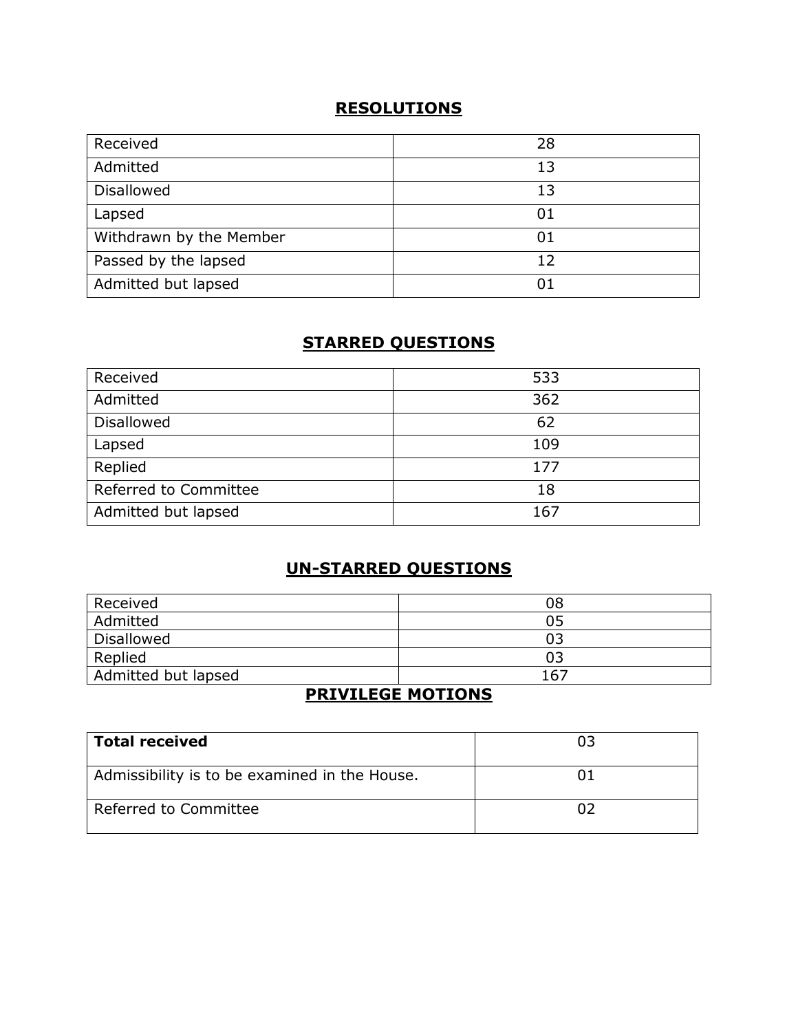## RESOLUTIONS

| | |
|---|---|
| Received | 28 |
| Admitted | 13 |
| Disallowed | 13 |
| Lapsed | 01 |
| Withdrawn by the Member | 01 |
| Passed by the lapsed | 12 |
| Admitted but lapsed | 01 |

## STARRED QUESTIONS

| | |
|---|---|
| Received | 533 |
| Admitted | 362 |
| Disallowed | 62 |
| Lapsed | 109 |
| Replied | 177 |
| Referred to Committee | 18 |
| Admitted but lapsed | 167 |

## UN-STARRED QUESTIONS

| | |
|---|---|
| Received | 08 |
| Admitted | 05 |
| Disallowed | 03 |
| Replied | 03 |
| Admitted but lapsed | 167 |

## PRIVILEGE MOTIONS

| | |
|---|---|
| **Total received** | 03 |
| Admissibility is to be examined in the House. | 01 |
| Referred to Committee | 02 |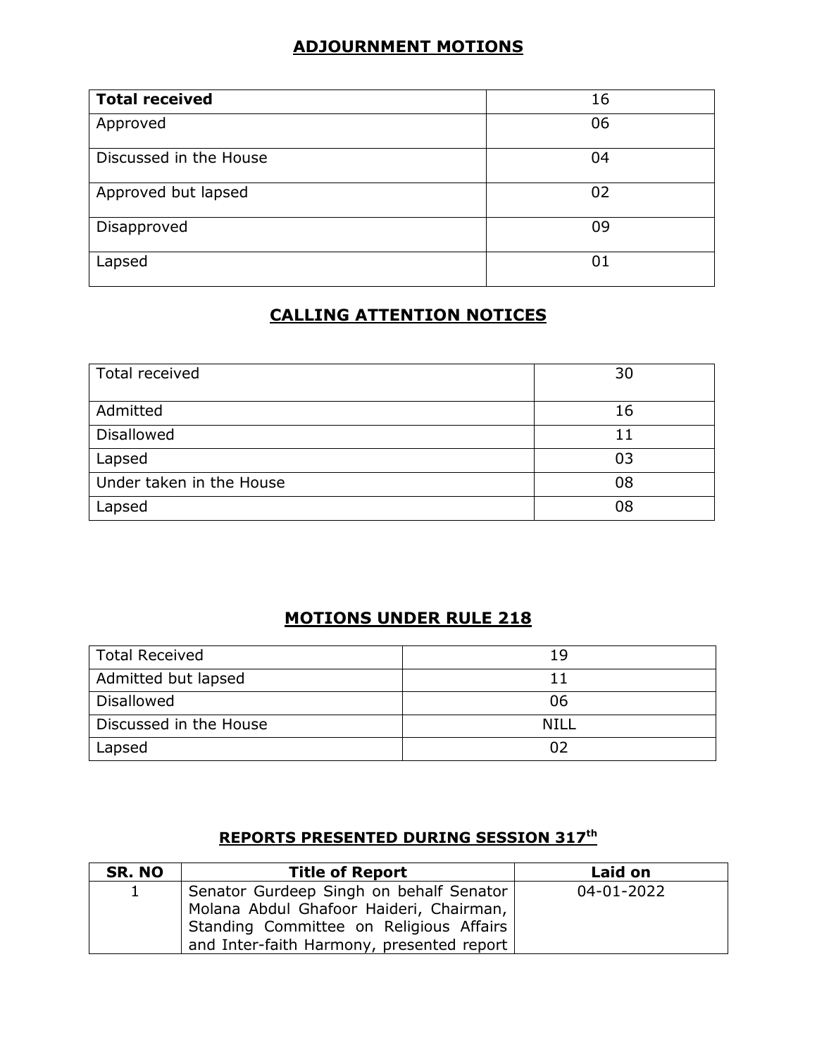## ADJOURNMENT MOTIONS

| **Total received** | 16 |
|---|---|
| Approved | 06 |
| Discussed in the House | 04 |
| Approved but lapsed | 02 |
| Disapproved | 09 |
| Lapsed | 01 |

## CALLING ATTENTION NOTICES

| Total received | 30 |
|---|---|
| Admitted | 16 |
| Disallowed | 11 |
| Lapsed | 03 |
| Under taken in the House | 08 |
| Lapsed | 08 |

## MOTIONS UNDER RULE 218

| Total Received | 19 |
|---|---|
| Admitted but lapsed | 11 |
| Disallowed | 06 |
| Discussed in the House | NILL |
| Lapsed | 02 |

## REPORTS PRESENTED DURING SESSION 317th

| SR. NO | Title of Report | Laid on |
|---|---|---|
| 1 | Senator Gurdeep Singh on behalf Senator Molana Abdul Ghafoor Haideri, Chairman, Standing Committee on Religious Affairs and Inter-faith Harmony, presented report | 04-01-2022 |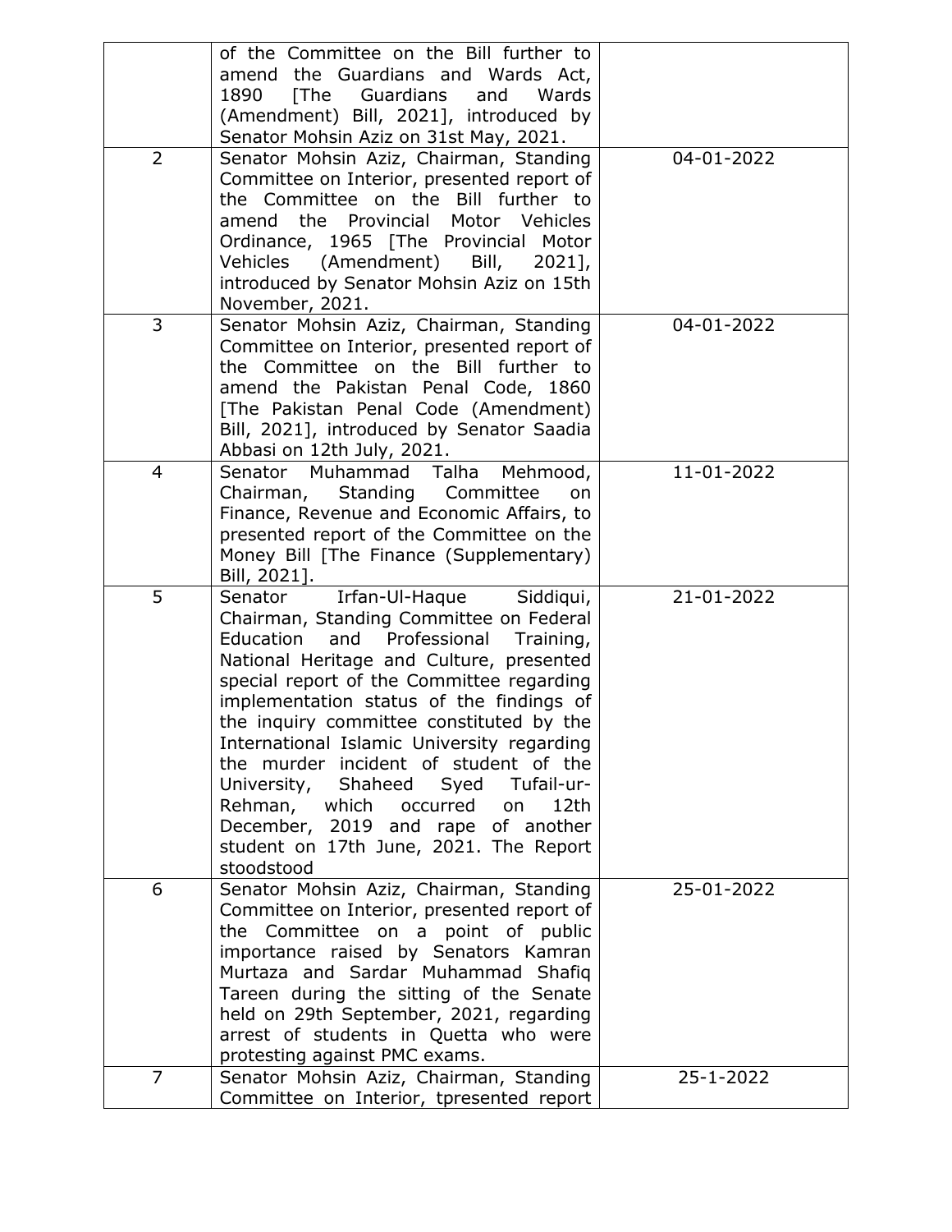| | | |
|---|---|---|
| | of the Committee on the Bill further to amend the Guardians and Wards Act, 1890 [The Guardians and Wards (Amendment) Bill, 2021], introduced by Senator Mohsin Aziz on 31st May, 2021. | |
| 2 | Senator Mohsin Aziz, Chairman, Standing Committee on Interior, presented report of the Committee on the Bill further to amend the Provincial Motor Vehicles Ordinance, 1965 [The Provincial Motor Vehicles (Amendment) Bill, 2021], introduced by Senator Mohsin Aziz on 15th November, 2021. | 04-01-2022 |
| 3 | Senator Mohsin Aziz, Chairman, Standing Committee on Interior, presented report of the Committee on the Bill further to amend the Pakistan Penal Code, 1860 [The Pakistan Penal Code (Amendment) Bill, 2021], introduced by Senator Saadia Abbasi on 12th July, 2021. | 04-01-2022 |
| 4 | Senator Muhammad Talha Mehmood, Chairman, Standing Committee on Finance, Revenue and Economic Affairs, to presented report of the Committee on the Money Bill [The Finance (Supplementary) Bill, 2021]. | 11-01-2022 |
| 5 | Senator Irfan-Ul-Haque Siddiqui, Chairman, Standing Committee on Federal Education and Professional Training, National Heritage and Culture, presented special report of the Committee regarding implementation status of the findings of the inquiry committee constituted by the International Islamic University regarding the murder incident of student of the University, Shaheed Syed Tufail-ur-Rehman, which occurred on 12th December, 2019 and rape of another student on 17th June, 2021. The Report stoodstood | 21-01-2022 |
| 6 | Senator Mohsin Aziz, Chairman, Standing Committee on Interior, presented report of the Committee on a point of public importance raised by Senators Kamran Murtaza and Sardar Muhammad Shafiq Tareen during the sitting of the Senate held on 29th September, 2021, regarding arrest of students in Quetta who were protesting against PMC exams. | 25-01-2022 |
| 7 | Senator Mohsin Aziz, Chairman, Standing Committee on Interior, tpresented report | 25-1-2022 |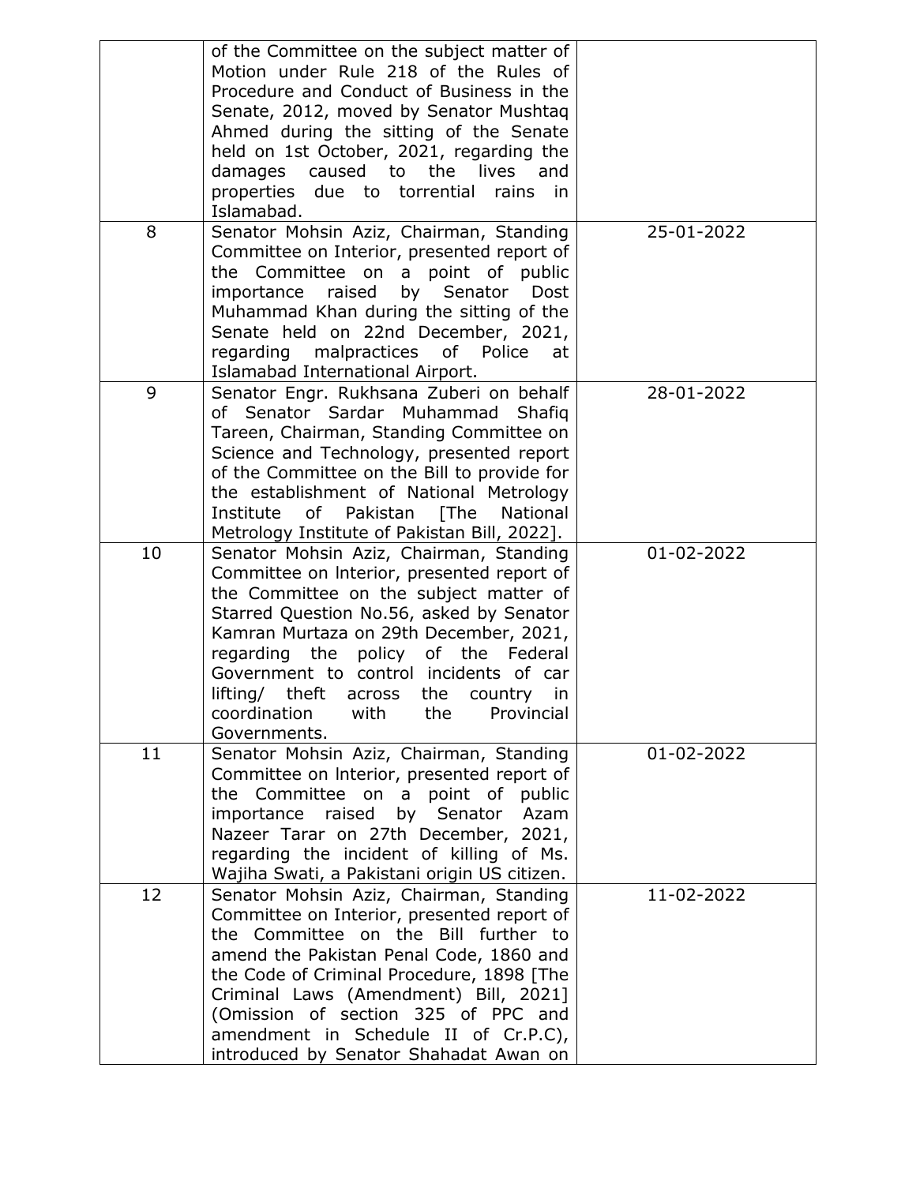| | | |
|---|---|---|
| | of the Committee on the subject matter of Motion under Rule 218 of the Rules of Procedure and Conduct of Business in the Senate, 2012, moved by Senator Mushtaq Ahmed during the sitting of the Senate held on 1st October, 2021, regarding the damages caused to the lives and properties due to torrential rains in Islamabad. | |
| 8 | Senator Mohsin Aziz, Chairman, Standing Committee on Interior, presented report of the Committee on a point of public importance raised by Senator Dost Muhammad Khan during the sitting of the Senate held on 22nd December, 2021, regarding malpractices of Police at Islamabad International Airport. | 25-01-2022 |
| 9 | Senator Engr. Rukhsana Zuberi on behalf of Senator Sardar Muhammad Shafiq Tareen, Chairman, Standing Committee on Science and Technology, presented report of the Committee on the Bill to provide for the establishment of National Metrology Institute of Pakistan [The National Metrology Institute of Pakistan Bill, 2022]. | 28-01-2022 |
| 10 | Senator Mohsin Aziz, Chairman, Standing Committee on lnterior, presented report of the Committee on the subject matter of Starred Question No.56, asked by Senator Kamran Murtaza on 29th December, 2021, regarding the policy of the Federal Government to control incidents of car lifting/ theft across the country in coordination with the Provincial Governments. | 01-02-2022 |
| 11 | Senator Mohsin Aziz, Chairman, Standing Committee on lnterior, presented report of the Committee on a point of public importance raised by Senator Azam Nazeer Tarar on 27th December, 2021, regarding the incident of killing of Ms. Wajiha Swati, a Pakistani origin US citizen. | 01-02-2022 |
| 12 | Senator Mohsin Aziz, Chairman, Standing Committee on Interior, presented report of the Committee on the Bill further to amend the Pakistan Penal Code, 1860 and the Code of Criminal Procedure, 1898 [The Criminal Laws (Amendment) Bill, 2021] (Omission of section 325 of PPC and amendment in Schedule II of Cr.P.C), introduced by Senator Shahadat Awan on | 11-02-2022 |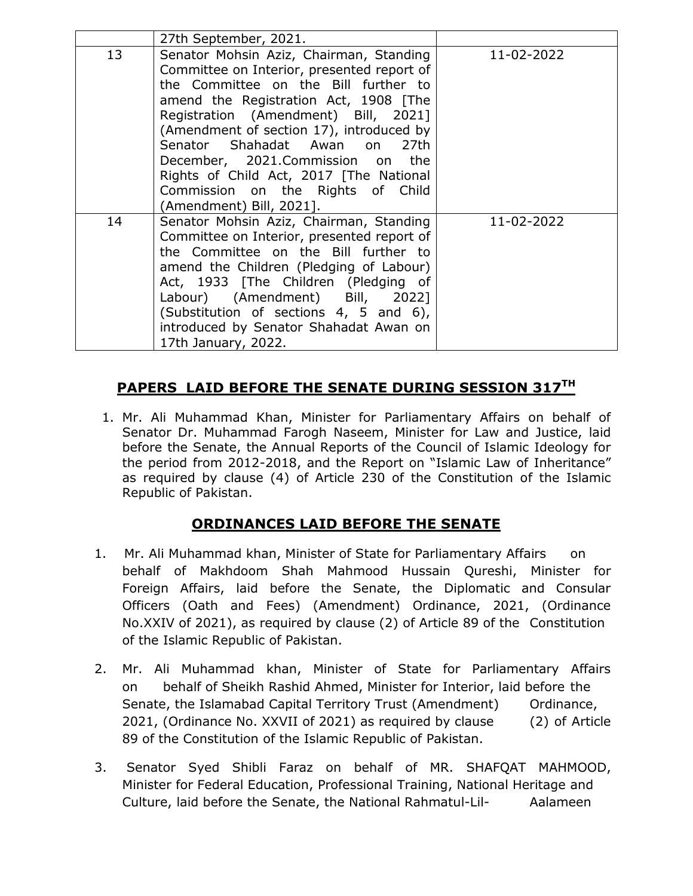| | | |
|---|---|---|
| | 27th September, 2021. | |
| 13 | Senator Mohsin Aziz, Chairman, Standing Committee on Interior, presented report of the Committee on the Bill further to amend the Registration Act, 1908 [The Registration (Amendment) Bill, 2021] (Amendment of section 17), introduced by Senator Shahadat Awan on 27th December, 2021.Commission on the Rights of Child Act, 2017 [The National Commission on the Rights of Child (Amendment) Bill, 2021]. | 11-02-2022 |
| 14 | Senator Mohsin Aziz, Chairman, Standing Committee on Interior, presented report of the Committee on the Bill further to amend the Children (Pledging of Labour) Act, 1933 [The Children (Pledging of Labour) (Amendment) Bill, 2022] (Substitution of sections 4, 5 and 6), introduced by Senator Shahadat Awan on 17th January, 2022. | 11-02-2022 |

## PAPERS LAID BEFORE THE SENATE DURING SESSION 317TH

1. Mr. Ali Muhammad Khan, Minister for Parliamentary Affairs on behalf of Senator Dr. Muhammad Farogh Naseem, Minister for Law and Justice, laid before the Senate, the Annual Reports of the Council of Islamic Ideology for the period from 2012-2018, and the Report on "Islamic Law of Inheritance" as required by clause (4) of Article 230 of the Constitution of the Islamic Republic of Pakistan.

## ORDINANCES LAID BEFORE THE SENATE

1. Mr. Ali Muhammad khan, Minister of State for Parliamentary Affairs on behalf of Makhdoom Shah Mahmood Hussain Qureshi, Minister for Foreign Affairs, laid before the Senate, the Diplomatic and Consular Officers (Oath and Fees) (Amendment) Ordinance, 2021, (Ordinance No.XXIV of 2021), as required by clause (2) of Article 89 of the Constitution of the Islamic Republic of Pakistan.

2. Mr. Ali Muhammad khan, Minister of State for Parliamentary Affairs on behalf of Sheikh Rashid Ahmed, Minister for Interior, laid before the Senate, the Islamabad Capital Territory Trust (Amendment) Ordinance, 2021, (Ordinance No. XXVII of 2021) as required by clause (2) of Article 89 of the Constitution of the Islamic Republic of Pakistan.

3. Senator Syed Shibli Faraz on behalf of MR. SHAFQAT MAHMOOD, Minister for Federal Education, Professional Training, National Heritage and Culture, laid before the Senate, the National Rahmatul-Lil- Aalameen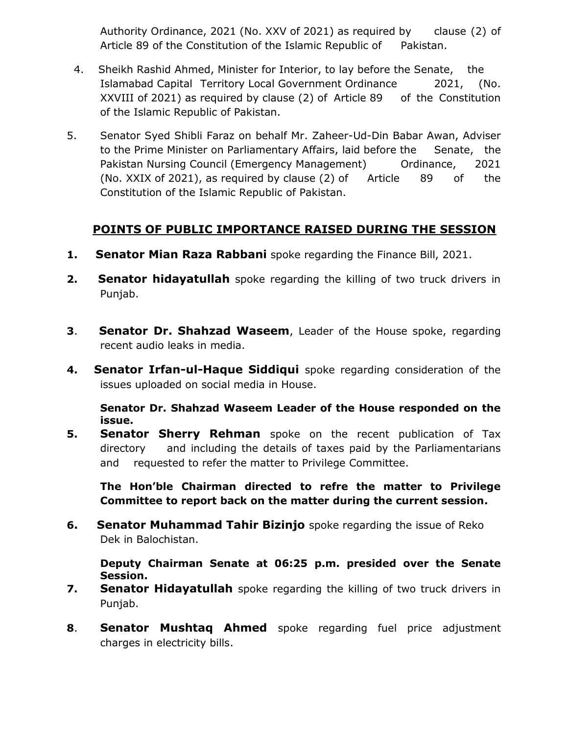Authority Ordinance, 2021 (No. XXV of 2021) as required by clause (2) of Article 89 of the Constitution of the Islamic Republic of Pakistan.

4. Sheikh Rashid Ahmed, Minister for Interior, to lay before the Senate, the Islamabad Capital Territory Local Government Ordinance 2021, (No. XXVIII of 2021) as required by clause (2) of Article 89 of the Constitution of the Islamic Republic of Pakistan.

5. Senator Syed Shibli Faraz on behalf Mr. Zaheer-Ud-Din Babar Awan, Adviser to the Prime Minister on Parliamentary Affairs, laid before the Senate, the Pakistan Nursing Council (Emergency Management) Ordinance, 2021 (No. XXIX of 2021), as required by clause (2) of Article 89 of the Constitution of the Islamic Republic of Pakistan.

## POINTS OF PUBLIC IMPORTANCE RAISED DURING THE SESSION

1. **Senator Mian Raza Rabbani** spoke regarding the Finance Bill, 2021.

2. **Senator hidayatullah** spoke regarding the killing of two truck drivers in Punjab.

3. **Senator Dr. Shahzad Waseem**, Leader of the House spoke, regarding recent audio leaks in media.

4. **Senator Irfan-ul-Haque Siddiqui** spoke regarding consideration of the issues uploaded on social media in House.

   **Senator Dr. Shahzad Waseem Leader of the House responded on the issue.**

5. **Senator Sherry Rehman** spoke on the recent publication of Tax directory and including the details of taxes paid by the Parliamentarians and requested to refer the matter to Privilege Committee.

   **The Hon'ble Chairman directed to refre the matter to Privilege Committee to report back on the matter during the current session.**

6. **Senator Muhammad Tahir Bizinjo** spoke regarding the issue of Reko Dek in Balochistan.

   **Deputy Chairman Senate at 06:25 p.m. presided over the Senate Session.**

7. **Senator Hidayatullah** spoke regarding the killing of two truck drivers in Punjab.

8. **Senator Mushtaq Ahmed** spoke regarding fuel price adjustment charges in electricity bills.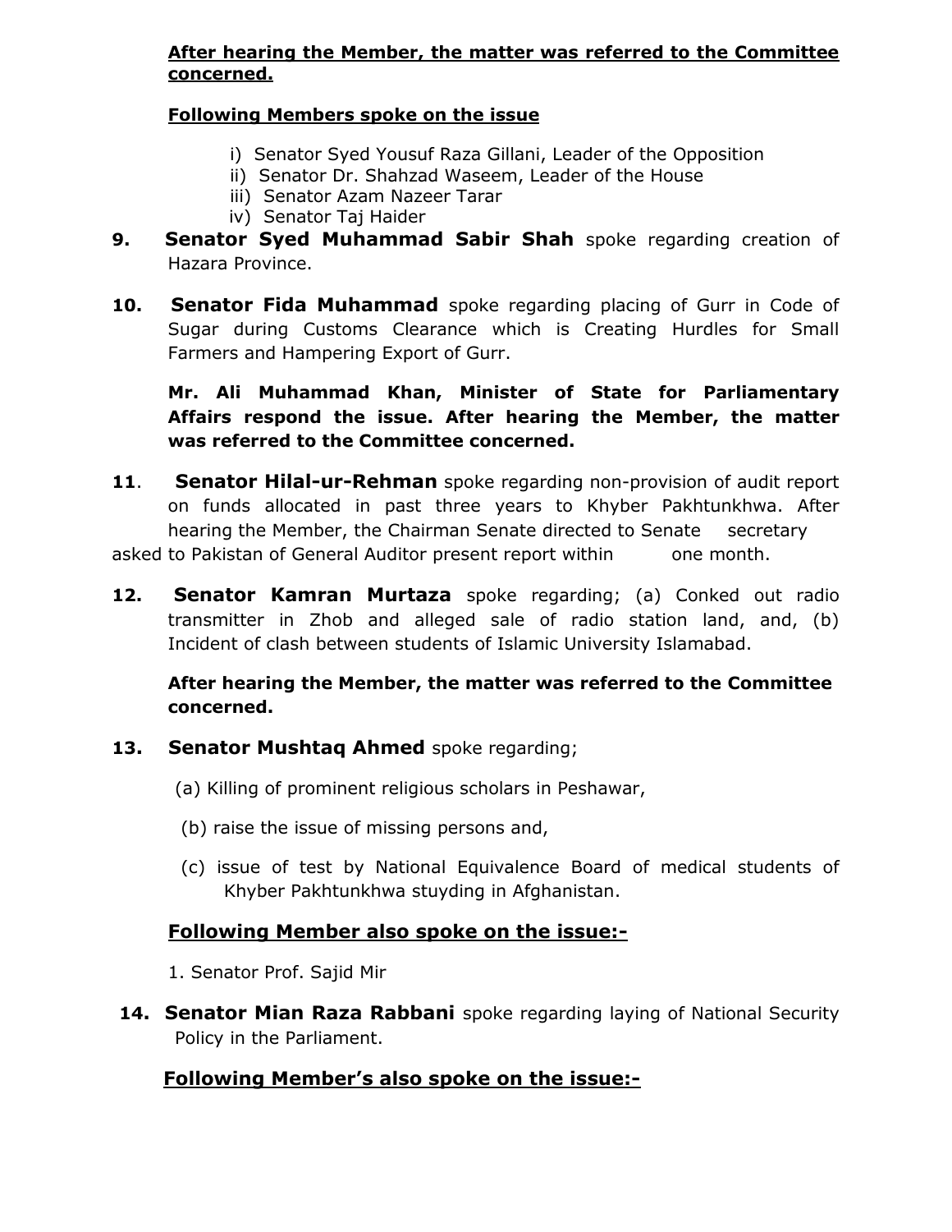**After hearing the Member, the matter was referred to the Committee concerned.**

**Following Members spoke on the issue**

i) Senator Syed Yousuf Raza Gillani, Leader of the Opposition
ii) Senator Dr. Shahzad Waseem, Leader of the House
iii) Senator Azam Nazeer Tarar
iv) Senator Taj Haider

**9. Senator Syed Muhammad Sabir Shah** spoke regarding creation of Hazara Province.

**10. Senator Fida Muhammad** spoke regarding placing of Gurr in Code of Sugar during Customs Clearance which is Creating Hurdles for Small Farmers and Hampering Export of Gurr.

**Mr. Ali Muhammad Khan, Minister of State for Parliamentary Affairs respond the issue. After hearing the Member, the matter was referred to the Committee concerned.**

**11**. **Senator Hilal-ur-Rehman** spoke regarding non-provision of audit report on funds allocated in past three years to Khyber Pakhtunkhwa. After hearing the Member, the Chairman Senate directed to Senate secretary asked to Pakistan of General Auditor present report within one month.

**12. Senator Kamran Murtaza** spoke regarding; (a) Conked out radio transmitter in Zhob and alleged sale of radio station land, and, (b) Incident of clash between students of Islamic University Islamabad.

**After hearing the Member, the matter was referred to the Committee concerned.**

**13. Senator Mushtaq Ahmed** spoke regarding;

(a) Killing of prominent religious scholars in Peshawar,

(b) raise the issue of missing persons and,

(c) issue of test by National Equivalence Board of medical students of Khyber Pakhtunkhwa stuyding in Afghanistan.

**Following Member also spoke on the issue:-**

1. Senator Prof. Sajid Mir

**14. Senator Mian Raza Rabbani** spoke regarding laying of National Security Policy in the Parliament.

**Following Member's also spoke on the issue:-**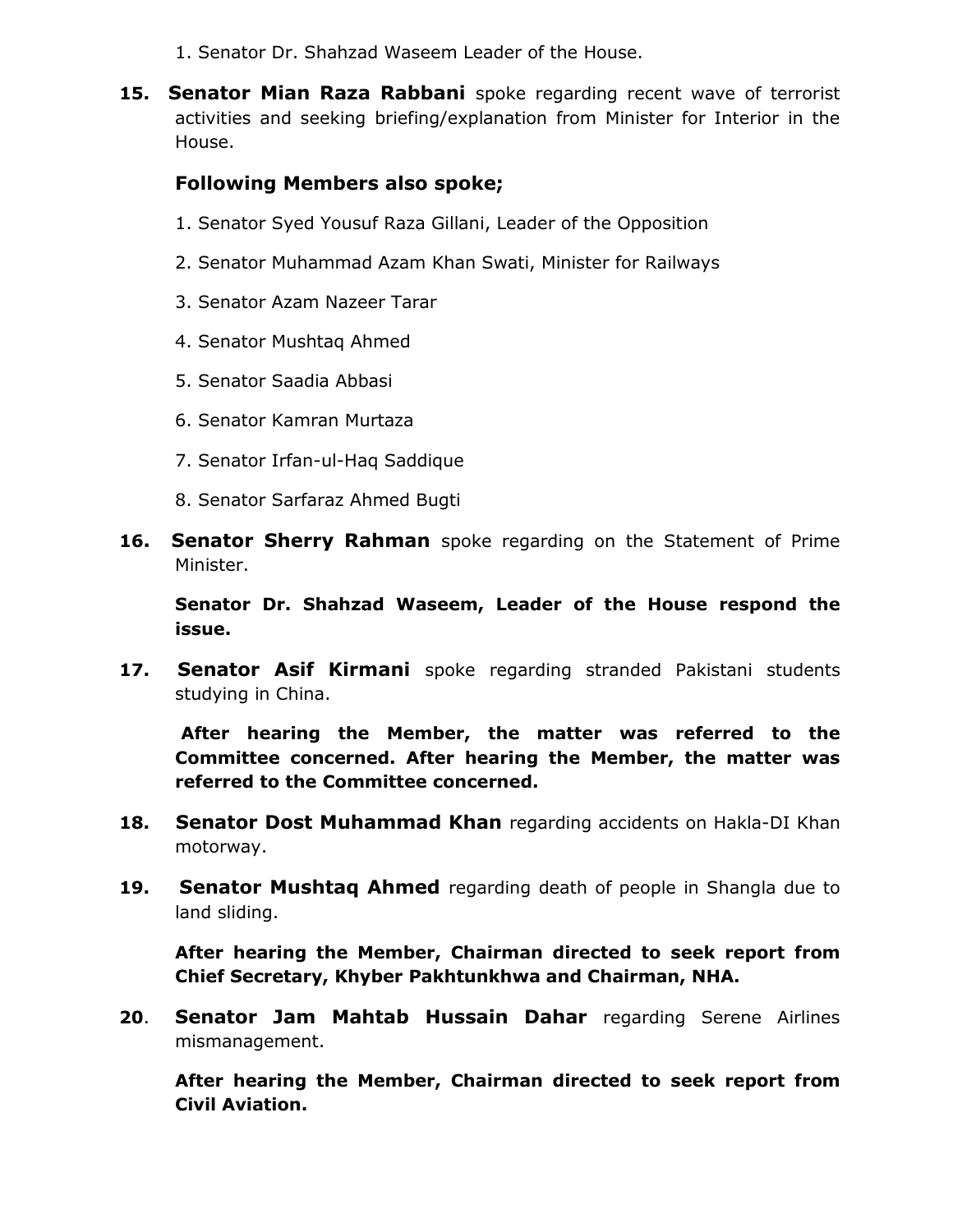1. Senator Dr. Shahzad Waseem Leader of the House.

**15. Senator Mian Raza Rabbani** spoke regarding recent wave of terrorist activities and seeking briefing/explanation from Minister for Interior in the House.

**Following Members also spoke;**

1. Senator Syed Yousuf Raza Gillani, Leader of the Opposition
2. Senator Muhammad Azam Khan Swati, Minister for Railways
3. Senator Azam Nazeer Tarar
4. Senator Mushtaq Ahmed
5. Senator Saadia Abbasi
6. Senator Kamran Murtaza
7. Senator Irfan-ul-Haq Saddique
8. Senator Sarfaraz Ahmed Bugti

**16. Senator Sherry Rahman** spoke regarding on the Statement of Prime Minister.

**Senator Dr. Shahzad Waseem, Leader of the House respond the issue.**

**17. Senator Asif Kirmani** spoke regarding stranded Pakistani students studying in China.

**After hearing the Member, the matter was referred to the Committee concerned. After hearing the Member, the matter was referred to the Committee concerned.**

**18. Senator Dost Muhammad Khan** regarding accidents on Hakla-DI Khan motorway.

**19. Senator Mushtaq Ahmed** regarding death of people in Shangla due to land sliding.

**After hearing the Member, Chairman directed to seek report from Chief Secretary, Khyber Pakhtunkhwa and Chairman, NHA.**

**20**. **Senator Jam Mahtab Hussain Dahar** regarding Serene Airlines mismanagement.

**After hearing the Member, Chairman directed to seek report from Civil Aviation.**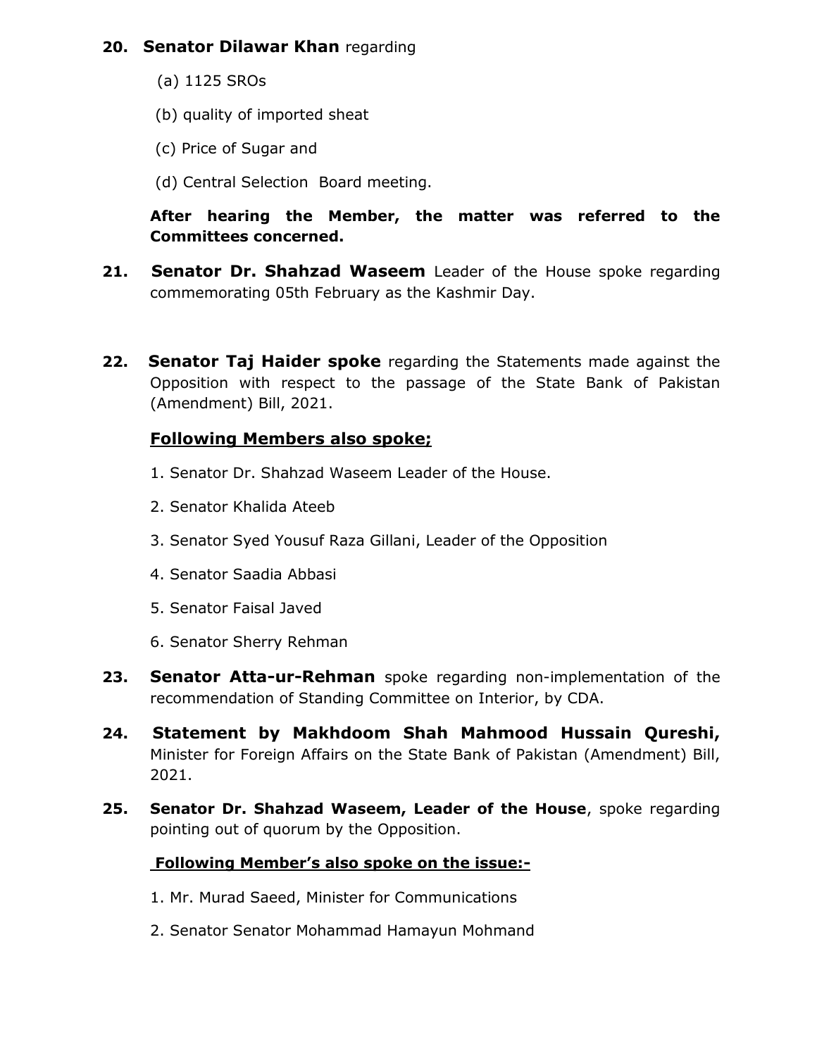**20. Senator Dilawar Khan** regarding

(a) 1125 SROs

(b) quality of imported sheat

(c) Price of Sugar and

(d) Central Selection Board meeting.

**After hearing the Member, the matter was referred to the Committees concerned.**

**21. Senator Dr. Shahzad Waseem** Leader of the House spoke regarding commemorating 05th February as the Kashmir Day.

**22. Senator Taj Haider spoke** regarding the Statements made against the Opposition with respect to the passage of the State Bank of Pakistan (Amendment) Bill, 2021.

**<u>Following Members also spoke;</u>**

1. Senator Dr. Shahzad Waseem Leader of the House.
2. Senator Khalida Ateeb
3. Senator Syed Yousuf Raza Gillani, Leader of the Opposition
4. Senator Saadia Abbasi
5. Senator Faisal Javed
6. Senator Sherry Rehman

**23. Senator Atta-ur-Rehman** spoke regarding non-implementation of the recommendation of Standing Committee on Interior, by CDA.

**24. Statement by Makhdoom Shah Mahmood Hussain Qureshi,** Minister for Foreign Affairs on the State Bank of Pakistan (Amendment) Bill, 2021.

**25. Senator Dr. Shahzad Waseem, Leader of the House**, spoke regarding pointing out of quorum by the Opposition.

**<u>Following Member's also spoke on the issue:-</u>**

1. Mr. Murad Saeed, Minister for Communications
2. Senator Senator Mohammad Hamayun Mohmand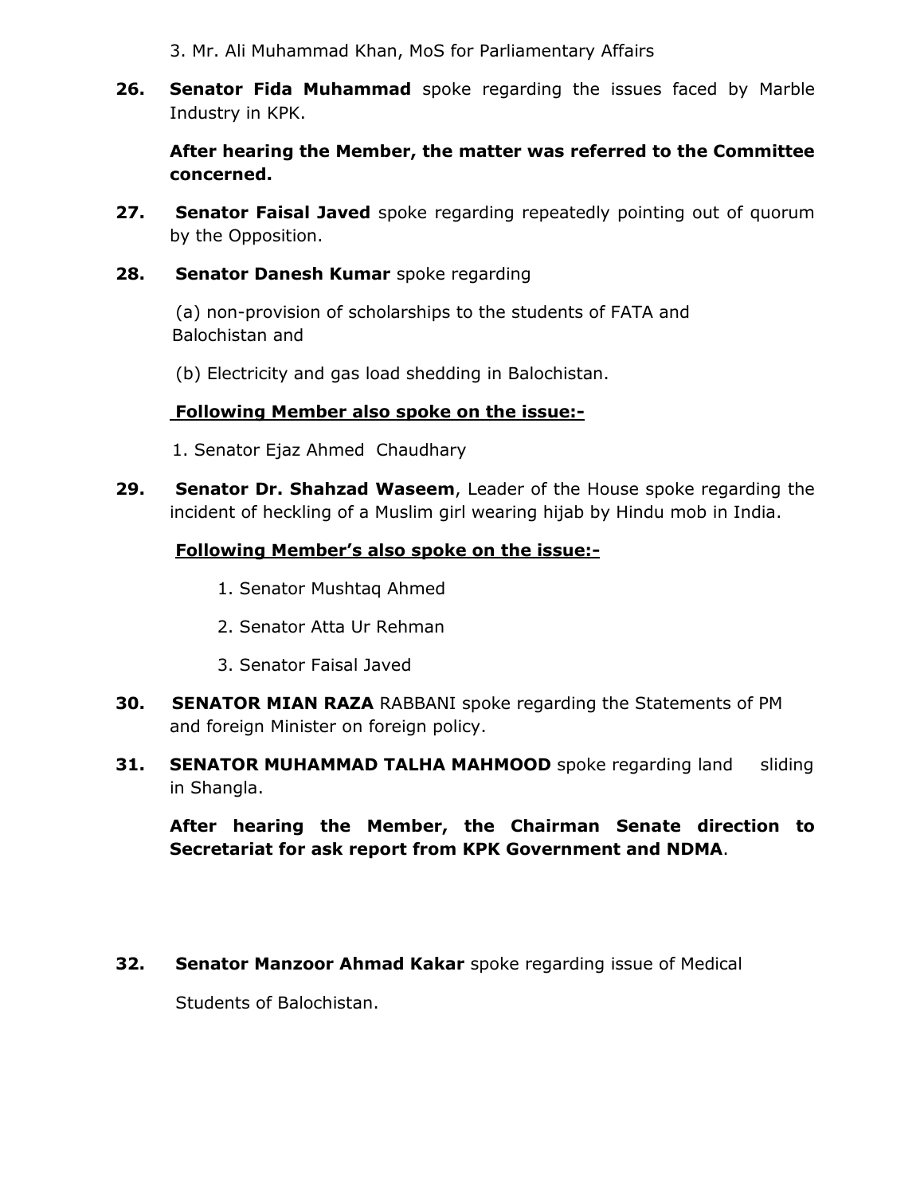3. Mr. Ali Muhammad Khan, MoS for Parliamentary Affairs

**26.** **Senator Fida Muhammad** spoke regarding the issues faced by Marble Industry in KPK.

**After hearing the Member, the matter was referred to the Committee concerned.**

**27.** **Senator Faisal Javed** spoke regarding repeatedly pointing out of quorum by the Opposition.

**28.** **Senator Danesh Kumar** spoke regarding

(a) non-provision of scholarships to the students of FATA and Balochistan and

(b) Electricity and gas load shedding in Balochistan.

**Following Member also spoke on the issue:-**

1. Senator Ejaz Ahmed Chaudhary

**29.** **Senator Dr. Shahzad Waseem**, Leader of the House spoke regarding the incident of heckling of a Muslim girl wearing hijab by Hindu mob in India.

**Following Member's also spoke on the issue:-**

1. Senator Mushtaq Ahmed
2. Senator Atta Ur Rehman
3. Senator Faisal Javed

**30.** **SENATOR MIAN RAZA** RABBANI spoke regarding the Statements of PM and foreign Minister on foreign policy.

**31.** **SENATOR MUHAMMAD TALHA MAHMOOD** spoke regarding land sliding in Shangla.

**After hearing the Member, the Chairman Senate direction to Secretariat for ask report from KPK Government and NDMA**.

**32.** **Senator Manzoor Ahmad Kakar** spoke regarding issue of Medical Students of Balochistan.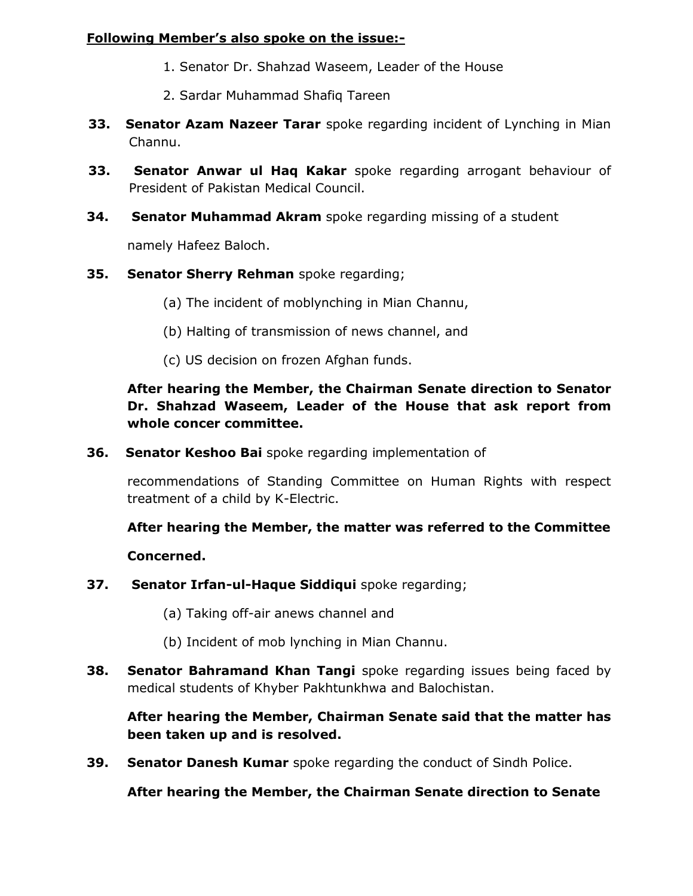**Following Member's also spoke on the issue:-**

1. Senator Dr. Shahzad Waseem, Leader of the House
2. Sardar Muhammad Shafiq Tareen

**33.** **Senator Azam Nazeer Tarar** spoke regarding incident of Lynching in Mian Channu.

**33.** **Senator Anwar ul Haq Kakar** spoke regarding arrogant behaviour of President of Pakistan Medical Council.

**34.** **Senator Muhammad Akram** spoke regarding missing of a student namely Hafeez Baloch.

**35.** **Senator Sherry Rehman** spoke regarding;

(a) The incident of moblynching in Mian Channu,

(b) Halting of transmission of news channel, and

(c) US decision on frozen Afghan funds.

**After hearing the Member, the Chairman Senate direction to Senator Dr. Shahzad Waseem, Leader of the House that ask report from whole concer committee.**

**36.** **Senator Keshoo Bai** spoke regarding implementation of recommendations of Standing Committee on Human Rights with respect treatment of a child by K-Electric.

**After hearing the Member, the matter was referred to the Committee Concerned.**

**37.** **Senator Irfan-ul-Haque Siddiqui** spoke regarding;

(a) Taking off-air anews channel and

(b) Incident of mob lynching in Mian Channu.

**38.** **Senator Bahramand Khan Tangi** spoke regarding issues being faced by medical students of Khyber Pakhtunkhwa and Balochistan.

**After hearing the Member, Chairman Senate said that the matter has been taken up and is resolved.**

**39.** **Senator Danesh Kumar** spoke regarding the conduct of Sindh Police.

**After hearing the Member, the Chairman Senate direction to Senate**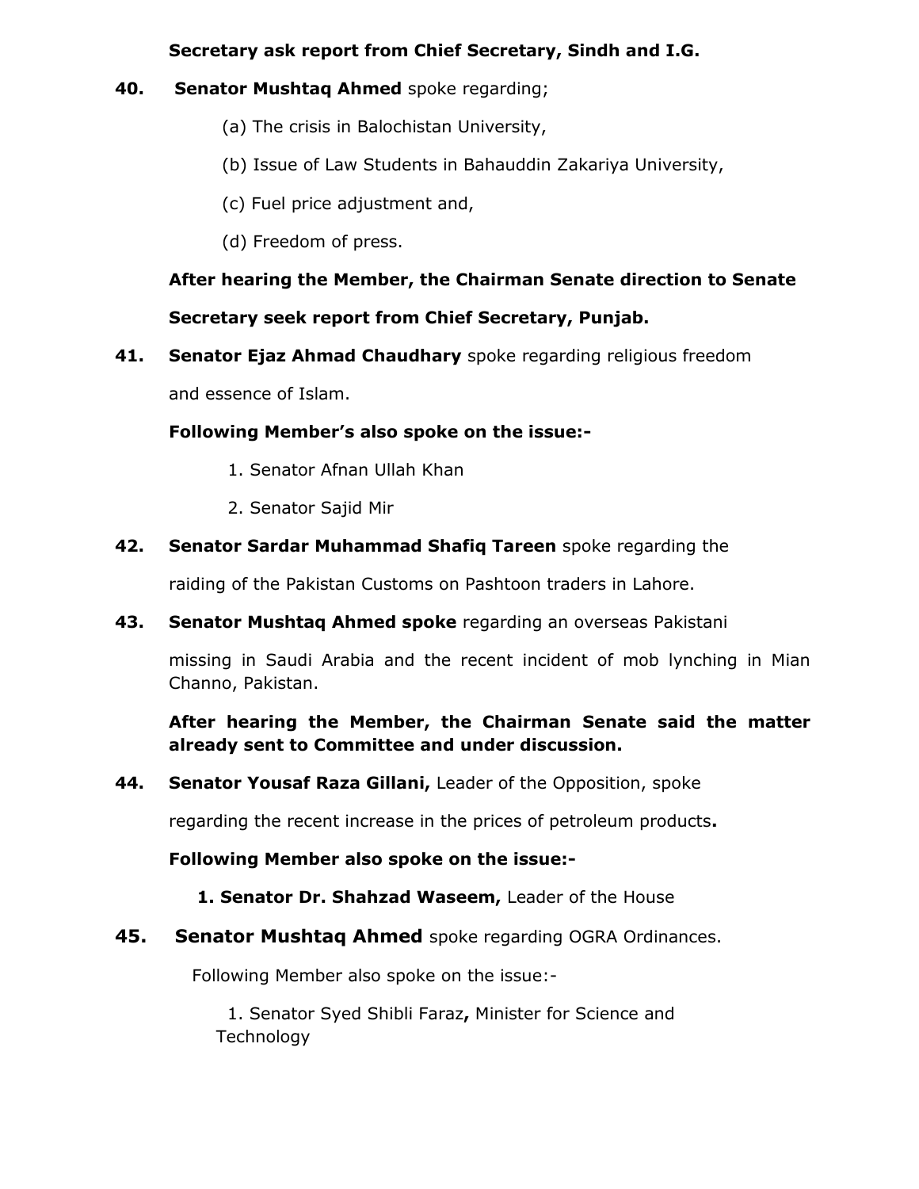**Secretary ask report from Chief Secretary, Sindh and I.G.**

**40.** **Senator Mushtaq Ahmed** spoke regarding;

(a) The crisis in Balochistan University,

(b) Issue of Law Students in Bahauddin Zakariya University,

(c) Fuel price adjustment and,

(d) Freedom of press.

**After hearing the Member, the Chairman Senate direction to Senate Secretary seek report from Chief Secretary, Punjab.**

**41.** **Senator Ejaz Ahmad Chaudhary** spoke regarding religious freedom and essence of Islam.

**Following Member's also spoke on the issue:-**

1. Senator Afnan Ullah Khan
2. Senator Sajid Mir

**42.** **Senator Sardar Muhammad Shafiq Tareen** spoke regarding the raiding of the Pakistan Customs on Pashtoon traders in Lahore.

**43.** **Senator Mushtaq Ahmed spoke** regarding an overseas Pakistani missing in Saudi Arabia and the recent incident of mob lynching in Mian Channo, Pakistan.

**After hearing the Member, the Chairman Senate said the matter already sent to Committee and under discussion.**

**44.** **Senator Yousaf Raza Gillani,** Leader of the Opposition, spoke regarding the recent increase in the prices of petroleum products**.**

**Following Member also spoke on the issue:-**

1. **Senator Dr. Shahzad Waseem,** Leader of the House

**45.** **Senator Mushtaq Ahmed** spoke regarding OGRA Ordinances.

Following Member also spoke on the issue:-

1. Senator Syed Shibli Faraz**,** Minister for Science and Technology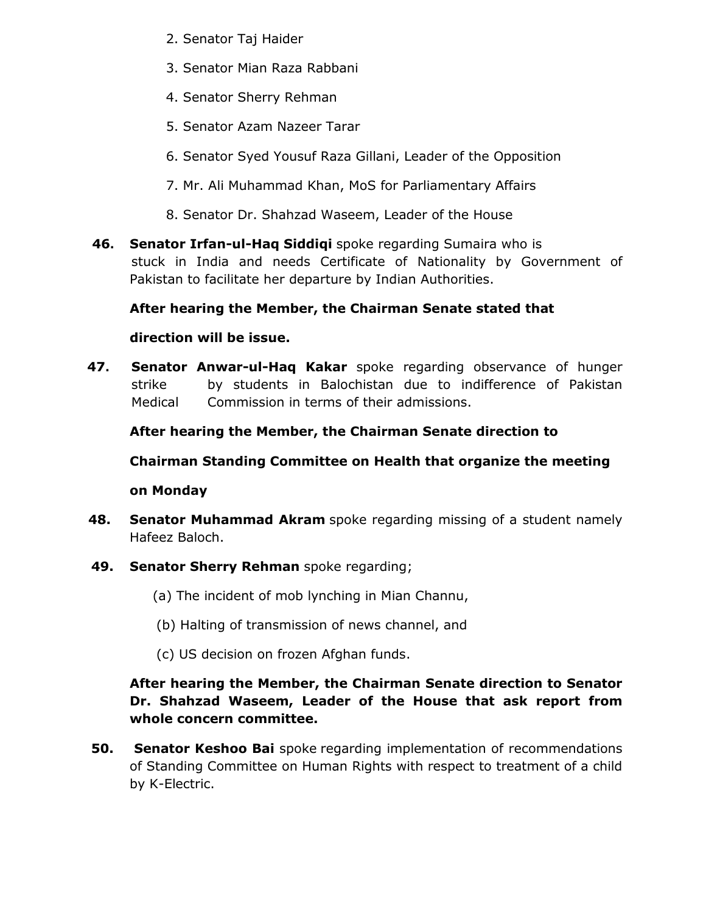2. Senator Taj Haider
3. Senator Mian Raza Rabbani
4. Senator Sherry Rehman
5. Senator Azam Nazeer Tarar
6. Senator Syed Yousuf Raza Gillani, Leader of the Opposition
7. Mr. Ali Muhammad Khan, MoS for Parliamentary Affairs
8. Senator Dr. Shahzad Waseem, Leader of the House

**46.** **Senator Irfan-ul-Haq Siddiqi** spoke regarding Sumaira who is stuck in India and needs Certificate of Nationality by Government of Pakistan to facilitate her departure by Indian Authorities.

**After hearing the Member, the Chairman Senate stated that direction will be issue.**

**47.** **Senator Anwar-ul-Haq Kakar** spoke regarding observance of hunger strike by students in Balochistan due to indifference of Pakistan Medical Commission in terms of their admissions.

**After hearing the Member, the Chairman Senate direction to Chairman Standing Committee on Health that organize the meeting on Monday**

**48.** **Senator Muhammad Akram** spoke regarding missing of a student namely Hafeez Baloch.

**49.** **Senator Sherry Rehman** spoke regarding;

(a) The incident of mob lynching in Mian Channu,

(b) Halting of transmission of news channel, and

(c) US decision on frozen Afghan funds.

**After hearing the Member, the Chairman Senate direction to Senator Dr. Shahzad Waseem, Leader of the House that ask report from whole concern committee.**

**50.** **Senator Keshoo Bai** spoke regarding implementation of recommendations of Standing Committee on Human Rights with respect to treatment of a child by K-Electric.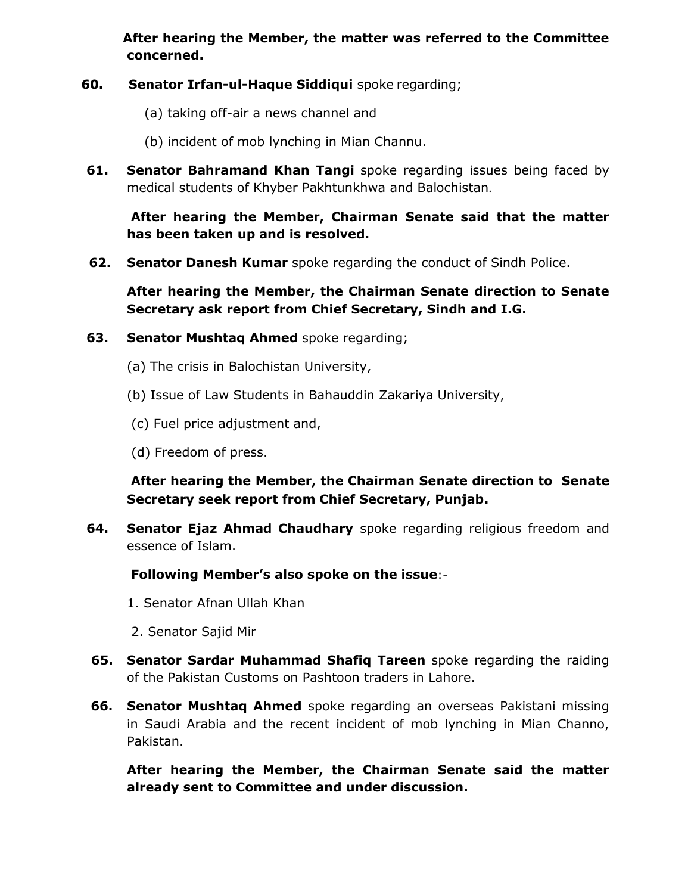**After hearing the Member, the matter was referred to the Committee concerned.**

**60. Senator Irfan-ul-Haque Siddiqui** spoke regarding;

(a) taking off-air a news channel and

(b) incident of mob lynching in Mian Channu.

**61. Senator Bahramand Khan Tangi** spoke regarding issues being faced by medical students of Khyber Pakhtunkhwa and Balochistan.

**After hearing the Member, Chairman Senate said that the matter has been taken up and is resolved.**

**62. Senator Danesh Kumar** spoke regarding the conduct of Sindh Police.

**After hearing the Member, the Chairman Senate direction to Senate Secretary ask report from Chief Secretary, Sindh and I.G.**

**63. Senator Mushtaq Ahmed** spoke regarding;

(a) The crisis in Balochistan University,

(b) Issue of Law Students in Bahauddin Zakariya University,

(c) Fuel price adjustment and,

(d) Freedom of press.

**After hearing the Member, the Chairman Senate direction to Senate Secretary seek report from Chief Secretary, Punjab.**

**64. Senator Ejaz Ahmad Chaudhary** spoke regarding religious freedom and essence of Islam.

**Following Member's also spoke on the issue**:-

1. Senator Afnan Ullah Khan
2. Senator Sajid Mir

**65. Senator Sardar Muhammad Shafiq Tareen** spoke regarding the raiding of the Pakistan Customs on Pashtoon traders in Lahore.

**66. Senator Mushtaq Ahmed** spoke regarding an overseas Pakistani missing in Saudi Arabia and the recent incident of mob lynching in Mian Channo, Pakistan.

**After hearing the Member, the Chairman Senate said the matter already sent to Committee and under discussion.**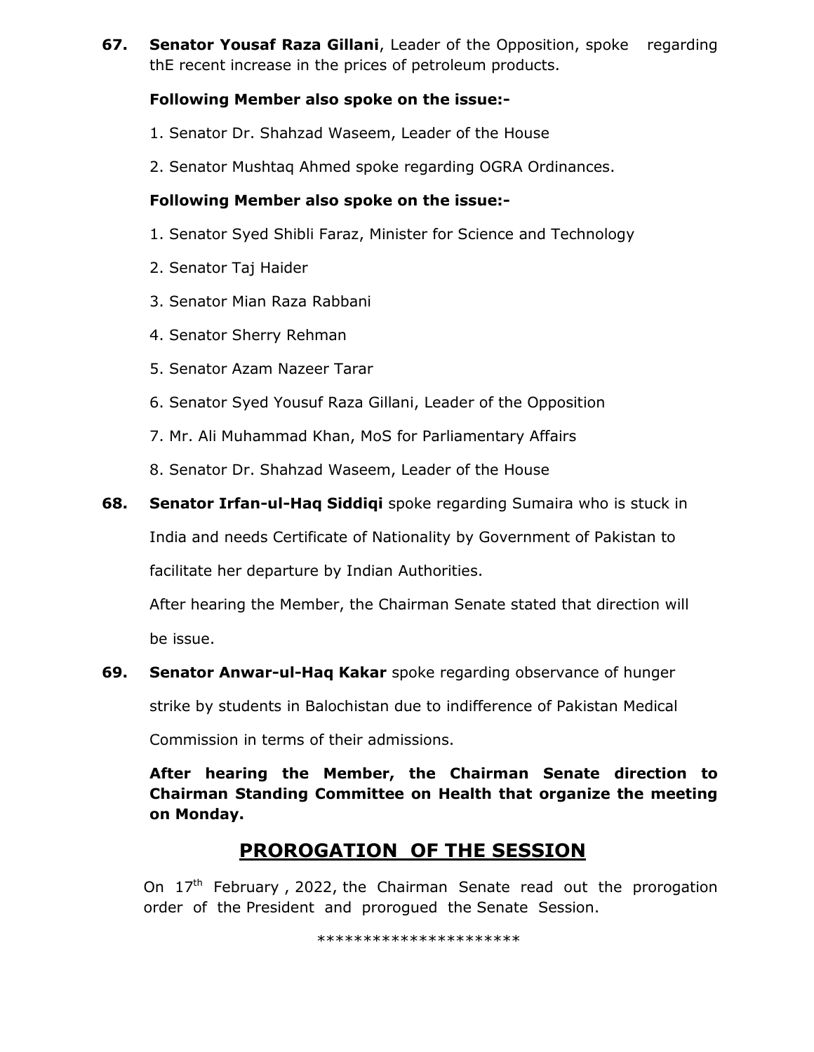**67.** **Senator Yousaf Raza Gillani**, Leader of the Opposition, spoke regarding thE recent increase in the prices of petroleum products.

**Following Member also spoke on the issue:-**

1. Senator Dr. Shahzad Waseem, Leader of the House
2. Senator Mushtaq Ahmed spoke regarding OGRA Ordinances.

**Following Member also spoke on the issue:-**

1. Senator Syed Shibli Faraz, Minister for Science and Technology
2. Senator Taj Haider
3. Senator Mian Raza Rabbani
4. Senator Sherry Rehman
5. Senator Azam Nazeer Tarar
6. Senator Syed Yousuf Raza Gillani, Leader of the Opposition
7. Mr. Ali Muhammad Khan, MoS for Parliamentary Affairs
8. Senator Dr. Shahzad Waseem, Leader of the House

**68.** **Senator Irfan-ul-Haq Siddiqi** spoke regarding Sumaira who is stuck in India and needs Certificate of Nationality by Government of Pakistan to facilitate her departure by Indian Authorities.

After hearing the Member, the Chairman Senate stated that direction will be issue.

**69.** **Senator Anwar-ul-Haq Kakar** spoke regarding observance of hunger strike by students in Balochistan due to indifference of Pakistan Medical Commission in terms of their admissions.

**After hearing the Member, the Chairman Senate direction to Chairman Standing Committee on Health that organize the meeting on Monday.**

## PROROGATION OF THE SESSION

On 17th February , 2022, the Chairman Senate read out the prorogation order of the President and prorogued the Senate Session.

**********************